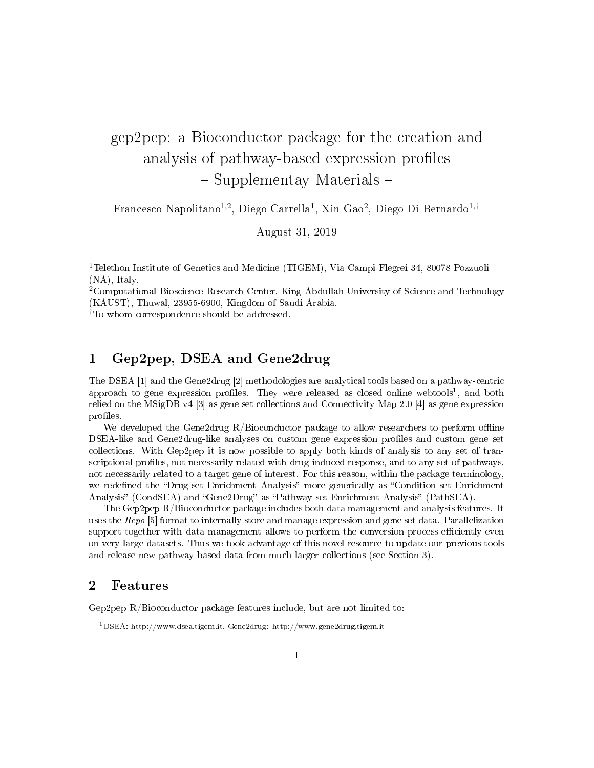# gep2pep: a Bioconductor package for the creation and analysis of pathway-based expression profiles – Supplementay Materials –

Francesco Napolitano[1,2], Diego Carrella[1], Xin Gao[2], Diego Di Bernardo[1,†]

August 31, 2019

[1]Telethon Institute of Genetics and Medicine (TIGEM), Via Campi Flegrei 34, 80078 Pozzuoli (NA), Italy.
[2]Computational Bioscience Research Center, King Abdullah University of Science and Technology (KAUST), Thuwal, 23955-6900, Kingdom of Saudi Arabia.
[†]To whom correspondence should be addressed.

## 1 Gep2pep, DSEA and Gene2drug

The DSEA [1] and the Gene2drug [2] methodologies are analytical tools based on a pathway-centric approach to gene expression profiles. They were released as closed online webtools[1], and both relied on the MSigDB v4 [3] as gene set collections and Connectivity Map 2.0 [4] as gene expression profiles.

We developed the Gene2drug R/Bioconductor package to allow researchers to perform offline DSEA-like and Gene2drug-like analyses on custom gene expression profiles and custom gene set collections. With Gep2pep it is now possible to apply both kinds of analysis to any set of transcriptional profiles, not necessarily related with drug-induced response, and to any set of pathways, not necessarily related to a target gene of interest. For this reason, within the package terminology, we redefined the "Drug-set Enrichment Analysis" more generically as "Condition-set Enrichment Analysis" (CondSEA) and "Gene2Drug" as "Pathway-set Enrichment Analysis" (PathSEA).

The Gep2pep R/Bioconductor package includes both data management and analysis features. It uses the *Repo* [5] format to internally store and manage expression and gene set data. Parallelization support together with data management allows to perform the conversion process efficiently even on very large datasets. Thus we took advantage of this novel resource to update our previous tools and release new pathway-based data from much larger collections (see Section 3).

## 2 Features

Gep2pep R/Bioconductor package features include, but are not limited to:

[1]DSEA: http://www.dsea.tigem.it, Gene2drug: http://www.gene2drug.tigem.it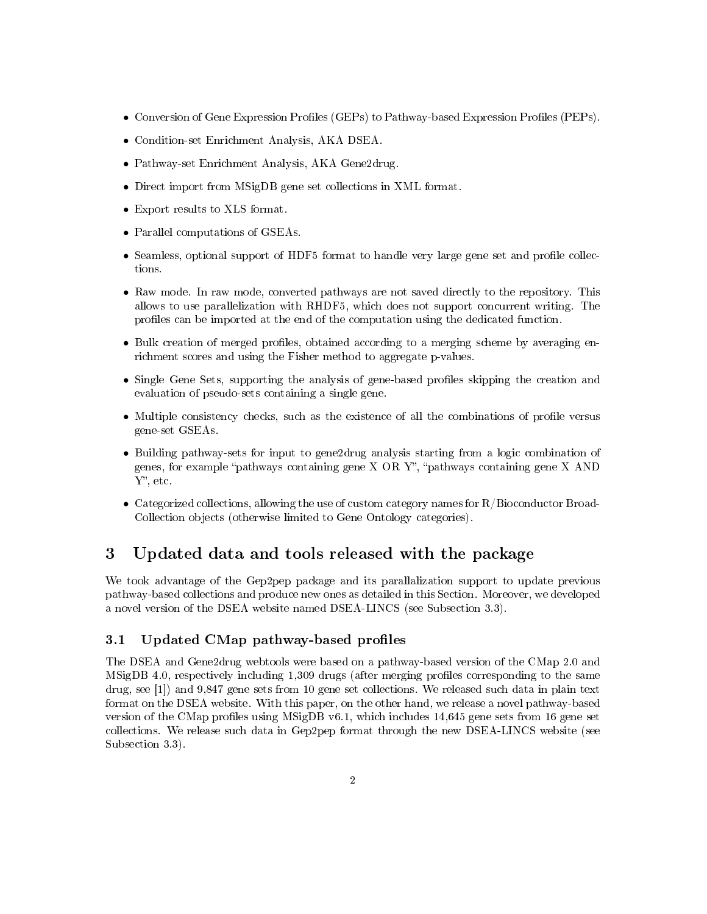- Conversion of Gene Expression Profiles (GEPs) to Pathway-based Expression Profiles (PEPs).
- Condition-set Enrichment Analysis, AKA DSEA.
- Pathway-set Enrichment Analysis, AKA Gene2drug.
- Direct import from MSigDB gene set collections in XML format.
- Export results to XLS format.
- Parallel computations of GSEAs.
- Seamless, optional support of HDF5 format to handle very large gene set and profile collections.
- Raw mode. In raw mode, converted pathways are not saved directly to the repository. This allows to use parallelization with RHDF5, which does not support concurrent writing. The profiles can be imported at the end of the computation using the dedicated function.
- Bulk creation of merged profiles, obtained according to a merging scheme by averaging enrichment scores and using the Fisher method to aggregate p-values.
- Single Gene Sets, supporting the analysis of gene-based profiles skipping the creation and evaluation of pseudo-sets containing a single gene.
- Multiple consistency checks, such as the existence of all the combinations of profile versus gene-set GSEAs.
- Building pathway-sets for input to gene2drug analysis starting from a logic combination of genes, for example "pathways containing gene X OR Y", "pathways containing gene X AND Y", etc.
- Categorized collections, allowing the use of custom category names for R/Bioconductor BroadCollection objects (otherwise limited to Gene Ontology categories).

# 3 Updated data and tools released with the package

We took advantage of the Gep2pep package and its parallazization support to update previous pathway-based collections and produce new ones as detailed in this Section. Moreover, we developed a novel version of the DSEA website named DSEA-LINCS (see Subsection 3.3).

## 3.1 Updated CMap pathway-based profiles

The DSEA and Gene2drug webtools were based on a pathway-based version of the CMap 2.0 and MSigDB 4.0, respectively including 1,309 drugs (after merging profiles corresponding to the same drug, see [1]) and 9,847 gene sets from 10 gene set collections. We released such data in plain text format on the DSEA website. With this paper, on the other hand, we release a novel pathway-based version of the CMap profiles using MSigDB v6.1, which includes 14,645 gene sets from 16 gene set collections. We release such data in Gep2pep format through the new DSEA-LINCS website (see Subsection 3.3).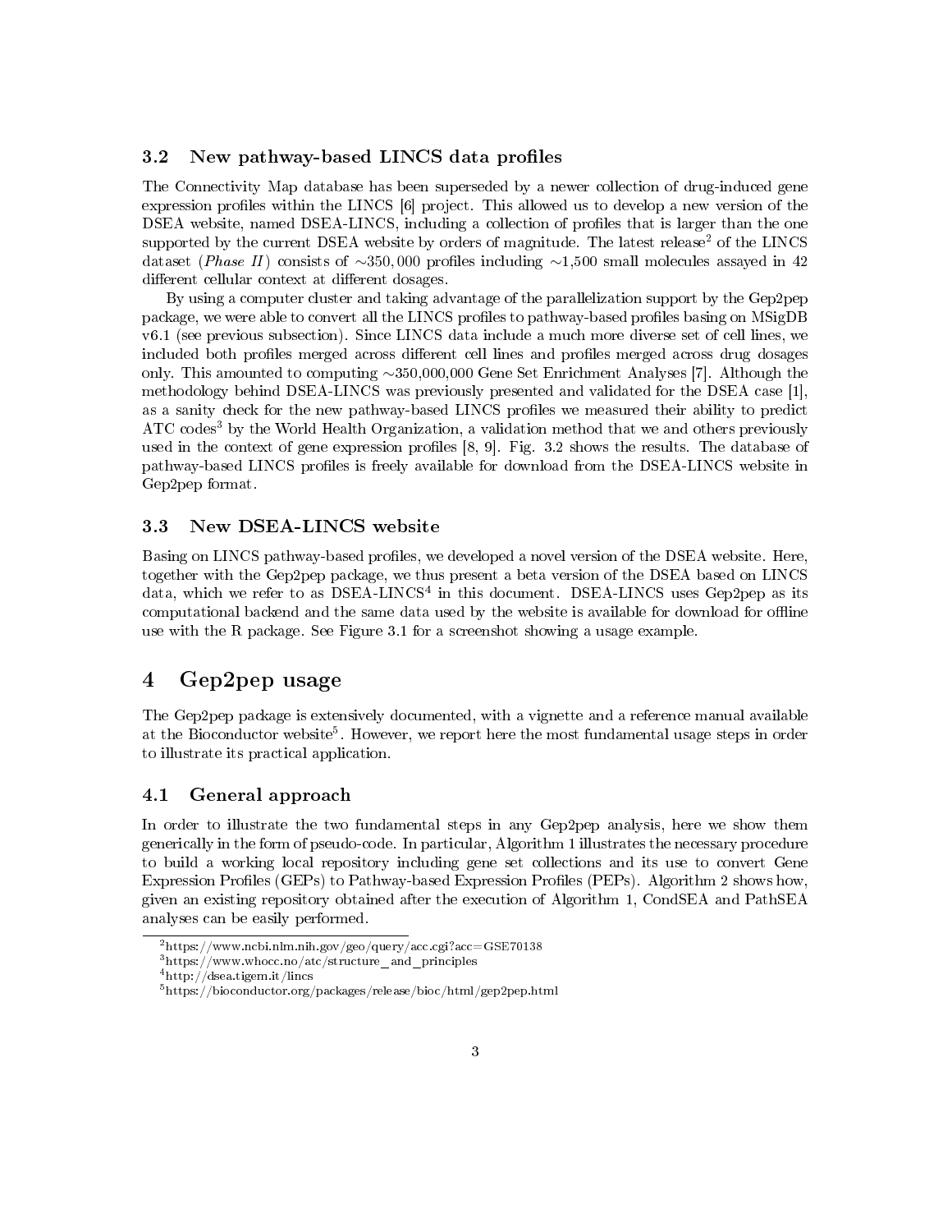### 3.2 New pathway-based LINCS data profiles

The Connectivity Map database has been superseded by a newer collection of drug-induced gene expression profiles within the LINCS [6] project. This allowed us to develop a new version of the DSEA website, named DSEA-LINCS, including a collection of profiles that is larger than the one supported by the current DSEA website by orders of magnitude. The latest release[2] of the LINCS dataset (*Phase II*) consists of $\sim$350,000 profiles including $\sim$1,500 small molecules assayed in 42 different cellular context at different dosages.

By using a computer cluster and taking advantage of the parallelization support by the Gep2pep package, we were able to convert all the LINCS profiles to pathway-based profiles basing on MSigDB v6.1 (see previous subsection). Since LINCS data include a much more diverse set of cell lines, we included both profiles merged across different cell lines and profiles merged across drug dosages only. This amounted to computing $\sim$350,000,000 Gene Set Enrichment Analyses [7]. Although the methodology behind DSEA-LINCS was previously presented and validated for the DSEA case [1], as a sanity check for the new pathway-based LINCS profiles we measured their ability to predict ATC codes[3] by the World Health Organization, a validation method that we and others previously used in the context of gene expression profiles [8, 9]. Fig. 3.2 shows the results. The database of pathway-based LINCS profiles is freely available for download from the DSEA-LINCS website in Gep2pep format.

### 3.3 New DSEA-LINCS website

Basing on LINCS pathway-based profiles, we developed a novel version of the DSEA website. Here, together with the Gep2pep package, we thus present a beta version of the DSEA based on LINCS data, which we refer to as DSEA-LINCS[4] in this document. DSEA-LINCS uses Gep2pep as its computational backend and the same data used by the website is available for download for offline use with the R package. See Figure 3.1 for a screenshot showing a usage example.

## 4 Gep2pep usage

The Gep2pep package is extensively documented, with a vignette and a reference manual available at the Bioconductor website[5]. However, we report here the most fundamental usage steps in order to illustrate its practical application.

### 4.1 General approach

In order to illustrate the two fundamental steps in any Gep2pep analysis, here we show them generically in the form of pseudo-code. In particular, Algorithm 1 illustrates the necessary procedure to build a working local repository including gene set collections and its use to convert Gene Expression Profiles (GEPs) to Pathway-based Expression Profiles (PEPs). Algorithm 2 shows how, given an existing repository obtained after the execution of Algorithm 1, CondSEA and PathSEA analyses can be easily performed.

[2] https://www.ncbi.nlm.nih.gov/geo/query/acc.cgi?acc=GSE70138
[3] https://www.whocc.no/atc/structure_and_principles
[4] http://dsea.tigem.it/lincs
[5] https://bioconductor.org/packages/release/bioc/html/gep2pep.html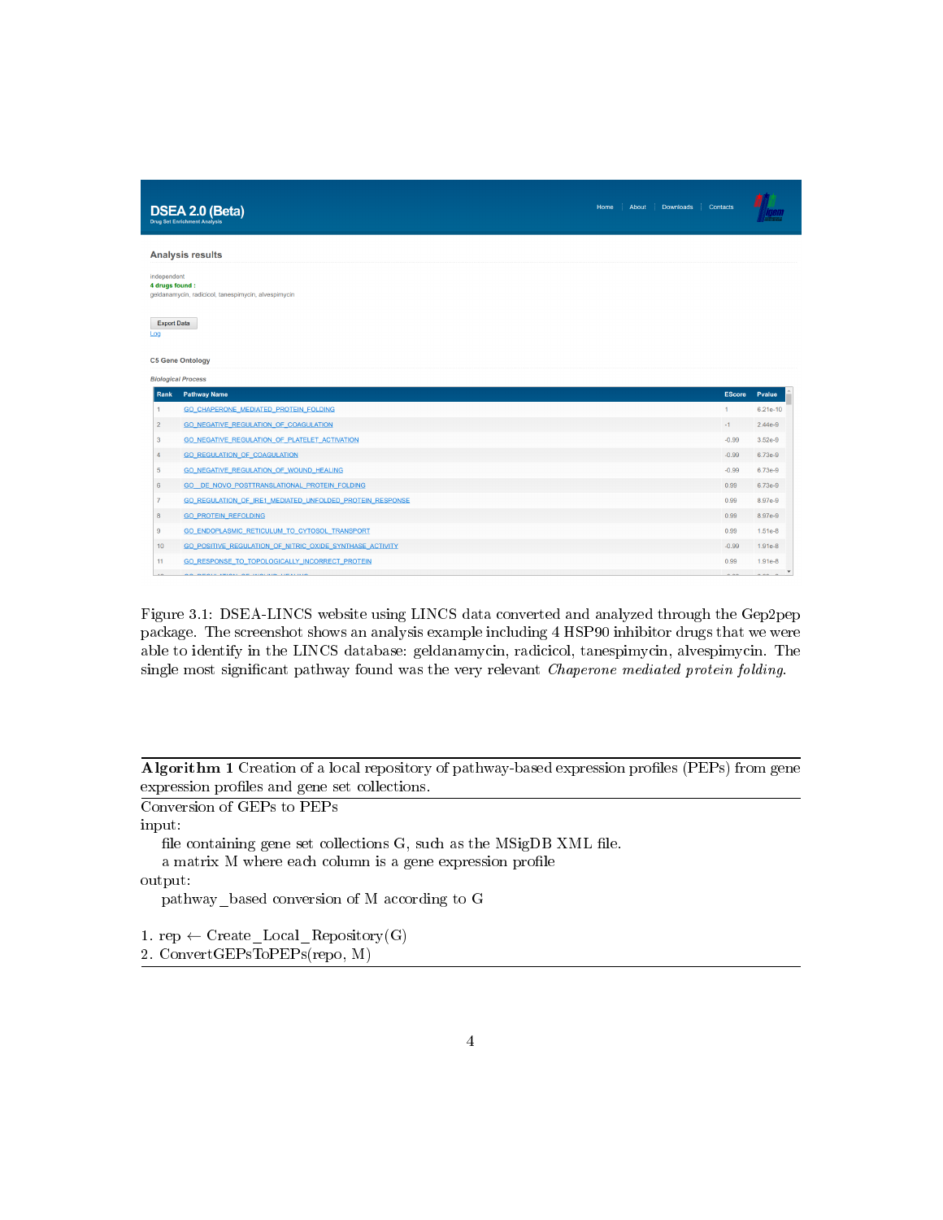Figure 3.1: DSEA-LINCS website using LINCS data converted and analyzed through the Gep2pep package. The screenshot shows an analysis example including 4 HSP90 inhibitor drugs that we were able to identify in the LINCS database: geldanamycin, radicicol, tanespimycin, alvespimycin. The single most significant pathway found was the very relevant *Chaperone mediated protein folding*.

---

**Algorithm 1** Creation of a local repository of pathway-based expression profiles (PEPs) from gene expression profiles and gene set collections.

---

Conversion of GEPs to PEPs

input:

  file containing gene set collections G, such as the MSigDB XML file.

  a matrix M where each column is a gene expression profile

output:

  pathway_based conversion of M according to G

1. rep ← Create_Local_Repository(G)
2. ConvertGEPsToPEPs(repo, M)

---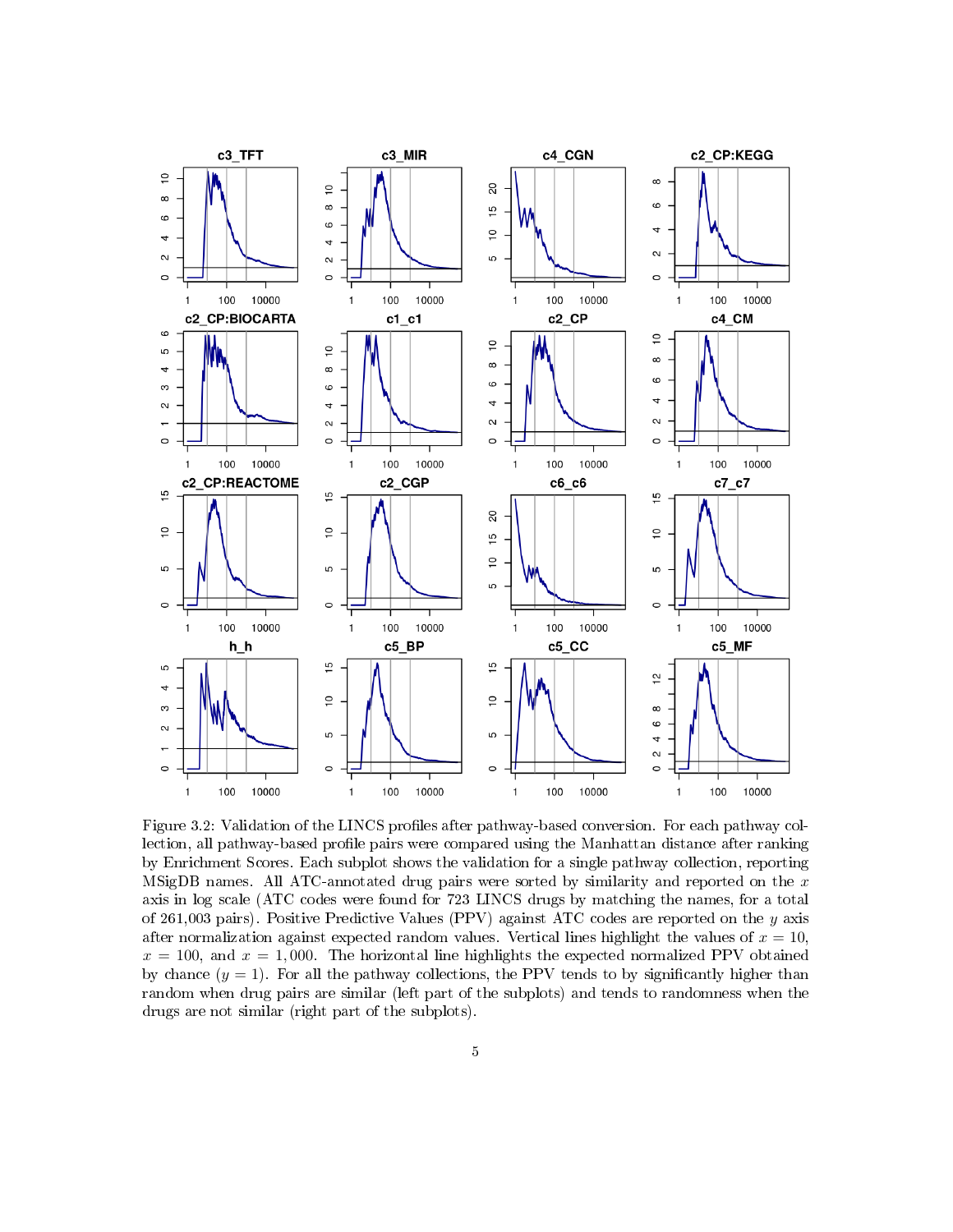Figure 3.2: Validation of the LINCS profiles after pathway-based conversion. For each pathway collection, all pathway-based profile pairs were compared using the Manhattan distance after ranking by Enrichment Scores. Each subplot shows the validation for a single pathway collection, reporting MSigDB names. All ATC-annotated drug pairs were sorted by similarity and reported on the $x$ axis in log scale (ATC codes were found for 723 LINCS drugs by matching the names, for a total of 261,003 pairs). Positive Predictive Values (PPV) against ATC codes are reported on the $y$ axis after normalization against expected random values. Vertical lines highlight the values of $x = 10$, $x = 100$, and $x = 1,000$. The horizontal line highlights the expected normalized PPV obtained by chance ($y = 1$). For all the pathway collections, the PPV tends to by significantly higher than random when drug pairs are similar (left part of the subplots) and tends to randomness when the drugs are not similar (right part of the subplots).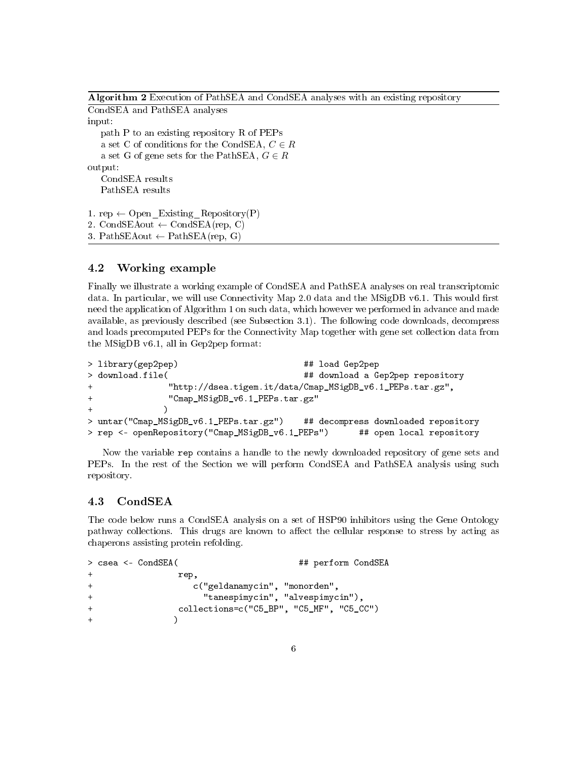**Algorithm 2** Execution of PathSEA and CondSEA analyses with an existing repository

CondSEA and PathSEA analyses
input:
  path P to an existing repository R of PEPs
  a set C of conditions for the CondSEA, $C \in R$
  a set G of gene sets for the PathSEA, $G \in R$
output:
  CondSEA results
  PathSEA results

1. rep $\leftarrow$ Open_Existing_Repository(P)
2. CondSEAout $\leftarrow$ CondSEA(rep, C)
3. PathSEAout $\leftarrow$ PathSEA(rep, G)

## 4.2 Working example

Finally we illustrate a working example of CondSEA and PathSEA analyses on real transcriptomic data. In particular, we will use Connectivity Map 2.0 data and the MSigDB v6.1. This would first need the application of Algorithm 1 on such data, which however we performed in advance and made available, as previously described (see Subsection 3.1). The following code downloads, decompress and loads precomputed PEPs for the Connectivity Map together with gene set collection data from the MSigDB v6.1, all in Gep2pep format:

```
> library(gep2pep)                         ## load Gep2pep
> download.file(                           ## download a Gep2pep repository
+              "http://dsea.tigem.it/data/Cmap_MSigDB_v6.1_PEPs.tar.gz",
+              "Cmap_MSigDB_v6.1_PEPs.tar.gz"
+             )
> untar("Cmap_MSigDB_v6.1_PEPs.tar.gz")    ## decompress downloaded repository
> rep <- openRepository("Cmap_MSigDB_v6.1_PEPs")      ## open local repository
```

Now the variable `rep` contains a handle to the newly downloaded repository of gene sets and PEPs. In the rest of the Section we will perform CondSEA and PathSEA analysis using such repository.

## 4.3 CondSEA

The code below runs a CondSEA analysis on a set of HSP90 inhibitors using the Gene Ontology pathway collections. This drugs are known to affect the cellular response to stress by acting as chaperons assisting protein refolding.

```
> csea <- CondSEA(                        ## perform CondSEA
+                rep,
+                   c("geldanamycin", "monorden",
+                     "tanespimycin", "alvespimycin"),
+                collections=c("C5_BP", "C5_MF", "C5_CC")
+               )
```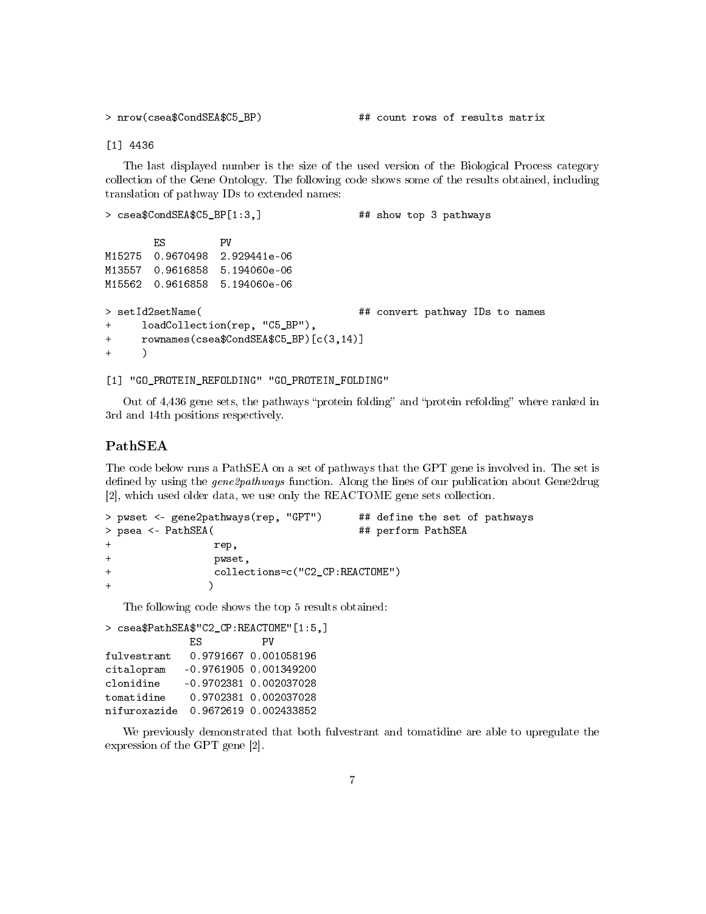```
> nrow(csea$CondSEA$C5_BP)                ## count rows of results matrix

[1] 4436
```

The last displayed number is the size of the used version of the Biological Process category collection of the Gene Ontology. The following code shows some of the results obtained, including translation of pathway IDs to extended names:

```
> csea$CondSEA$C5_BP[1:3,]                ## show top 3 pathways

        ES         PV
M15275  0.9670498  2.929441e-06
M13557  0.9616858  5.194060e-06
M15562  0.9616858  5.194060e-06

> setId2setName(                          ## convert pathway IDs to names
+     loadCollection(rep, "C5_BP"),
+     rownames(csea$CondSEA$C5_BP)[c(3,14)]
+     )

[1] "GO_PROTEIN_REFOLDING" "GO_PROTEIN_FOLDING"
```

Out of 4,436 gene sets, the pathways "protein folding" and "protein refolding" where ranked in 3rd and 14th positions respectively.

## PathSEA

The code below runs a PathSEA on a set of pathways that the GPT gene is involved in. The set is defined by using the *gene2pathways* function. Along the lines of our publication about Gene2drug [2], which used older data, we use only the REACTOME gene sets collection.

```
> pwset <- gene2pathways(rep, "GPT")      ## define the set of pathways
> psea <- PathSEA(                        ## perform PathSEA
+                 rep,
+                 pwset,
+                 collections=c("C2_CP:REACTOME")
+                )
```

The following code shows the top 5 results obtained:

```
> csea$PathSEA$"C2_CP:REACTOME"[1:5,]
             ES          PV
fulvestrant   0.9791667 0.001058196
citalopram   -0.9761905 0.001349200
clonidine    -0.9702381 0.002037028
tomatidine    0.9702381 0.002037028
nifuroxazide  0.9672619 0.002433852
```

We previously demonstrated that both fulvestrant and tomatidine are able to upregulate the expression of the GPT gene [2].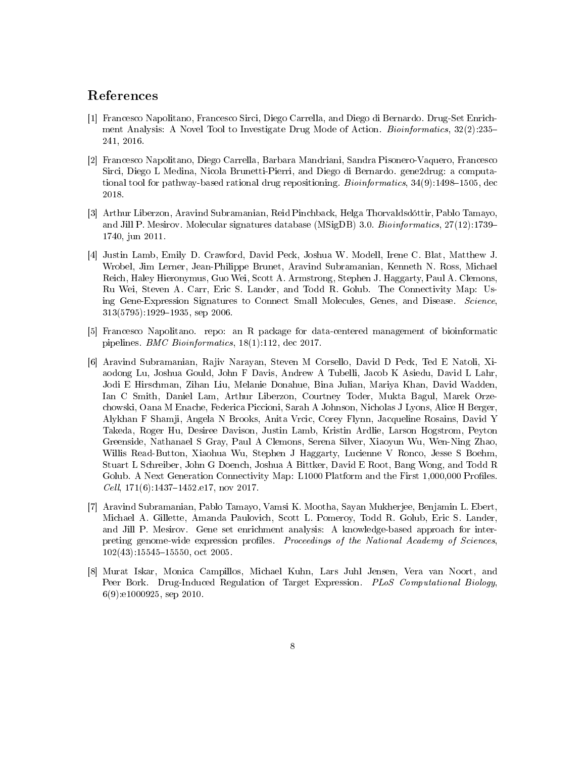## References

[1] Francesco Napolitano, Francesco Sirci, Diego Carrella, and Diego di Bernardo. Drug-Set Enrichment Analysis: A Novel Tool to Investigate Drug Mode of Action. *Bioinformatics*, 32(2):235–241, 2016.

[2] Francesco Napolitano, Diego Carrella, Barbara Mandriani, Sandra Pisonero-Vaquero, Francesco Sirci, Diego L Medina, Nicola Brunetti-Pierri, and Diego di Bernardo. gene2drug: a computational tool for pathway-based rational drug repositioning. *Bioinformatics*, 34(9):1498–1505, dec 2018.

[3] Arthur Liberzon, Aravind Subramanian, Reid Pinchback, Helga Thorvaldsdóttir, Pablo Tamayo, and Jill P. Mesirov. Molecular signatures database (MSigDB) 3.0. *Bioinformatics*, 27(12):1739–1740, jun 2011.

[4] Justin Lamb, Emily D. Crawford, David Peck, Joshua W. Modell, Irene C. Blat, Matthew J. Wrobel, Jim Lerner, Jean-Philippe Brunet, Aravind Subramanian, Kenneth N. Ross, Michael Reich, Haley Hieronymus, Guo Wei, Scott A. Armstrong, Stephen J. Haggarty, Paul A. Clemons, Ru Wei, Steven A. Carr, Eric S. Lander, and Todd R. Golub. The Connectivity Map: Using Gene-Expression Signatures to Connect Small Molecules, Genes, and Disease. *Science*, 313(5795):1929–1935, sep 2006.

[5] Francesco Napolitano. repo: an R package for data-centered management of bioinformatic pipelines. *BMC Bioinformatics*, 18(1):112, dec 2017.

[6] Aravind Subramanian, Rajiv Narayan, Steven M Corsello, David D Peck, Ted E Natoli, Xiaodong Lu, Joshua Gould, John F Davis, Andrew A Tubelli, Jacob K Asiedu, David L Lahr, Jodi E Hirschman, Zihan Liu, Melanie Donahue, Bina Julian, Mariya Khan, David Wadden, Ian C Smith, Daniel Lam, Arthur Liberzon, Courtney Toder, Mukta Bagul, Marek Orzechowski, Oana M Enache, Federica Piccioni, Sarah A Johnson, Nicholas J Lyons, Alice H Berger, Alykhan F Shamji, Angela N Brooks, Anita Vrcic, Corey Flynn, Jacqueline Rosains, David Y Takeda, Roger Hu, Desiree Davison, Justin Lamb, Kristin Ardlie, Larson Hogstrom, Peyton Greenside, Nathanael S Gray, Paul A Clemons, Serena Silver, Xiaoyun Wu, Wen-Ning Zhao, Willis Read-Button, Xiaohua Wu, Stephen J Haggarty, Lucienne V Ronco, Jesse S Boehm, Stuart L Schreiber, John G Doench, Joshua A Bittker, David E Root, Bang Wong, and Todd R Golub. A Next Generation Connectivity Map: L1000 Platform and the First 1,000,000 Profiles. *Cell*, 171(6):1437–1452.e17, nov 2017.

[7] Aravind Subramanian, Pablo Tamayo, Vamsi K. Mootha, Sayan Mukherjee, Benjamin L. Ebert, Michael A. Gillette, Amanda Paulovich, Scott L. Pomeroy, Todd R. Golub, Eric S. Lander, and Jill P. Mesirov. Gene set enrichment analysis: A knowledge-based approach for interpreting genome-wide expression profiles. *Proceedings of the National Academy of Sciences*, 102(43):15545–15550, oct 2005.

[8] Murat Iskar, Monica Campillos, Michael Kuhn, Lars Juhl Jensen, Vera van Noort, and Peer Bork. Drug-Induced Regulation of Target Expression. *PLoS Computational Biology*, 6(9):e1000925, sep 2010.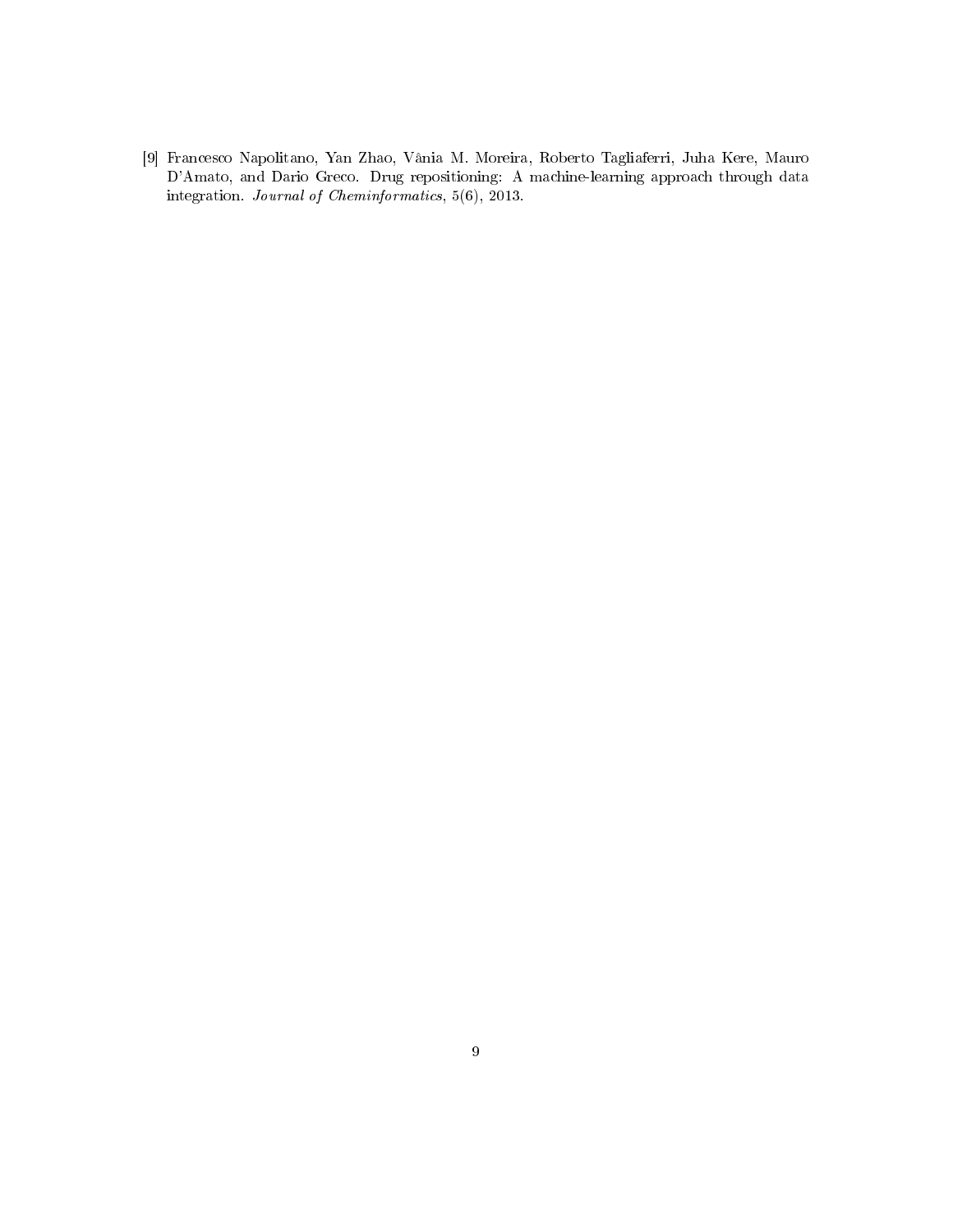[9] Francesco Napolitano, Yan Zhao, Vânia M. Moreira, Roberto Tagliaferri, Juha Kere, Mauro D'Amato, and Dario Greco. Drug repositioning: A machine-learning approach through data integration. *Journal of Cheminformatics*, 5(6), 2013.